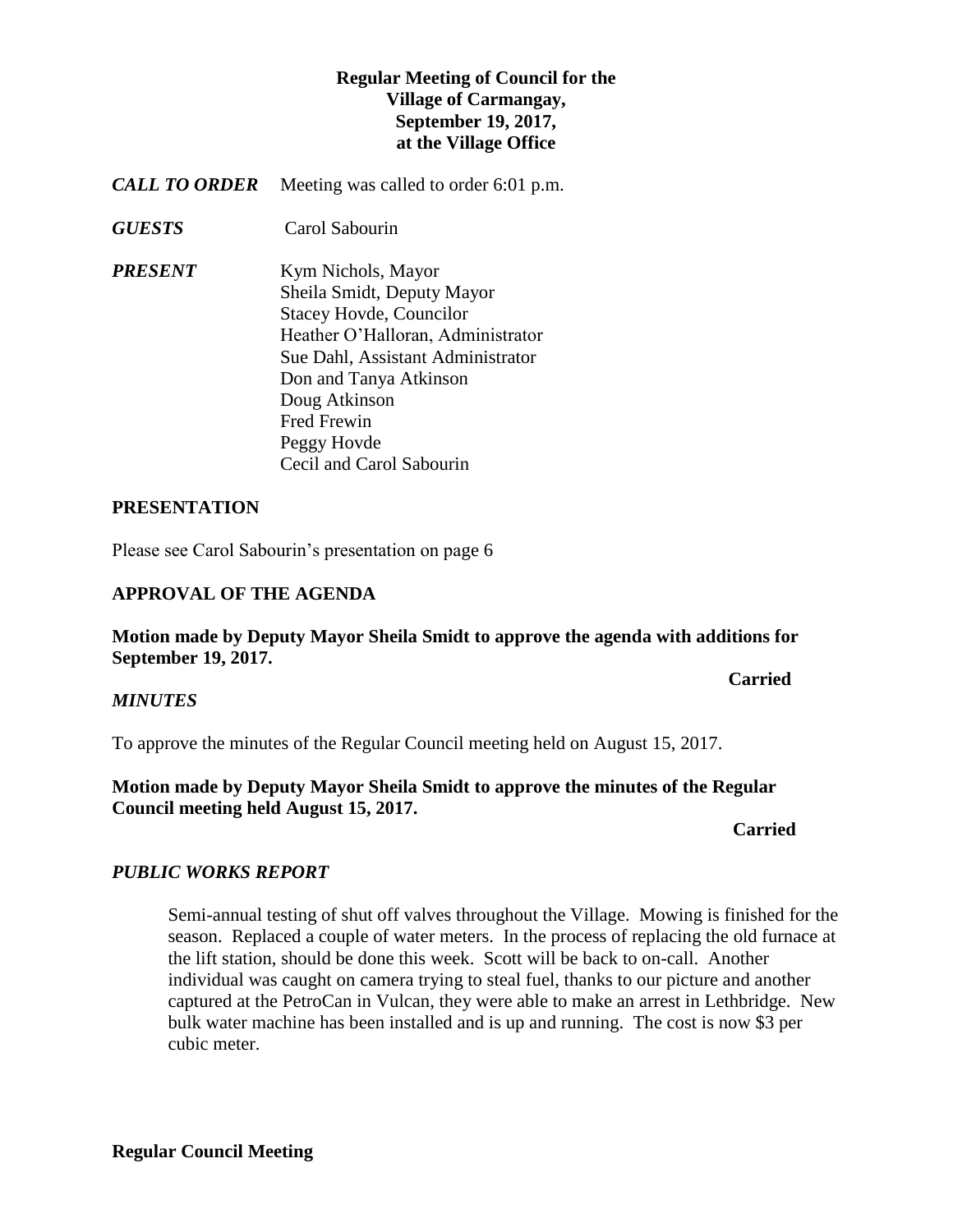**Regular Meeting of Council for the Village of Carmangay, September 19, 2017, at the Village Office**

***CALL TO ORDER*** Meeting was called to order 6:01 p.m.

***GUESTS*** Carol Sabourin

***PRESENT*** Kym Nichols, Mayor
Sheila Smidt, Deputy Mayor
Stacey Hovde, Councilor
Heather O'Halloran, Administrator
Sue Dahl, Assistant Administrator
Don and Tanya Atkinson
Doug Atkinson
Fred Frewin
Peggy Hovde
Cecil and Carol Sabourin

## PRESENTATION

Please see Carol Sabourin's presentation on page 6

## APPROVAL OF THE AGENDA

**Motion made by Deputy Mayor Sheila Smidt to approve the agenda with additions for September 19, 2017.**

**Carried**

### *MINUTES*

To approve the minutes of the Regular Council meeting held on August 15, 2017.

**Motion made by Deputy Mayor Sheila Smidt to approve the minutes of the Regular Council meeting held August 15, 2017.**

**Carried**

### *PUBLIC WORKS REPORT*

Semi-annual testing of shut off valves throughout the Village. Mowing is finished for the season. Replaced a couple of water meters. In the process of replacing the old furnace at the lift station, should be done this week. Scott will be back to on-call. Another individual was caught on camera trying to steal fuel, thanks to our picture and another captured at the PetroCan in Vulcan, they were able to make an arrest in Lethbridge. New bulk water machine has been installed and is up and running. The cost is now $3 per cubic meter.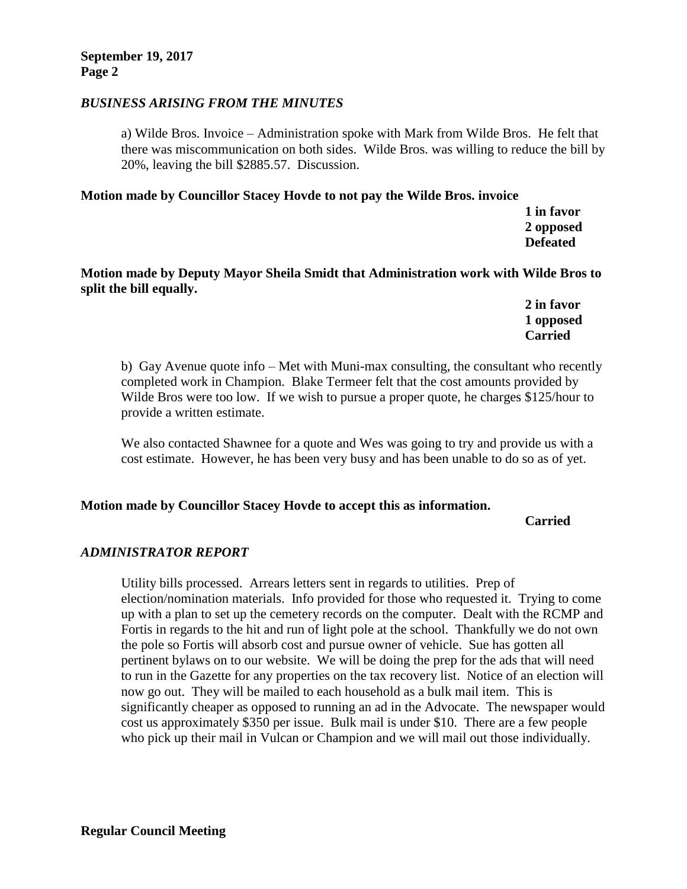### *BUSINESS ARISING FROM THE MINUTES*

a) Wilde Bros. Invoice – Administration spoke with Mark from Wilde Bros. He felt that there was miscommunication on both sides. Wilde Bros. was willing to reduce the bill by 20%, leaving the bill $2885.57. Discussion.

**Motion made by Councillor Stacey Hovde to not pay the Wilde Bros. invoice**

**1 in favor**
**2 opposed**
**Defeated**

**Motion made by Deputy Mayor Sheila Smidt that Administration work with Wilde Bros to split the bill equally.**

**2 in favor**
**1 opposed**
**Carried**

b) Gay Avenue quote info – Met with Muni-max consulting, the consultant who recently completed work in Champion. Blake Termeer felt that the cost amounts provided by Wilde Bros were too low. If we wish to pursue a proper quote, he charges $125/hour to provide a written estimate.

We also contacted Shawnee for a quote and Wes was going to try and provide us with a cost estimate. However, he has been very busy and has been unable to do so as of yet.

**Motion made by Councillor Stacey Hovde to accept this as information.**

**Carried**

### *ADMINISTRATOR REPORT*

Utility bills processed. Arrears letters sent in regards to utilities. Prep of election/nomination materials. Info provided for those who requested it. Trying to come up with a plan to set up the cemetery records on the computer. Dealt with the RCMP and Fortis in regards to the hit and run of light pole at the school. Thankfully we do not own the pole so Fortis will absorb cost and pursue owner of vehicle. Sue has gotten all pertinent bylaws on to our website. We will be doing the prep for the ads that will need to run in the Gazette for any properties on the tax recovery list. Notice of an election will now go out. They will be mailed to each household as a bulk mail item. This is significantly cheaper as opposed to running an ad in the Advocate. The newspaper would cost us approximately $350 per issue. Bulk mail is under $10. There are a few people who pick up their mail in Vulcan or Champion and we will mail out those individually.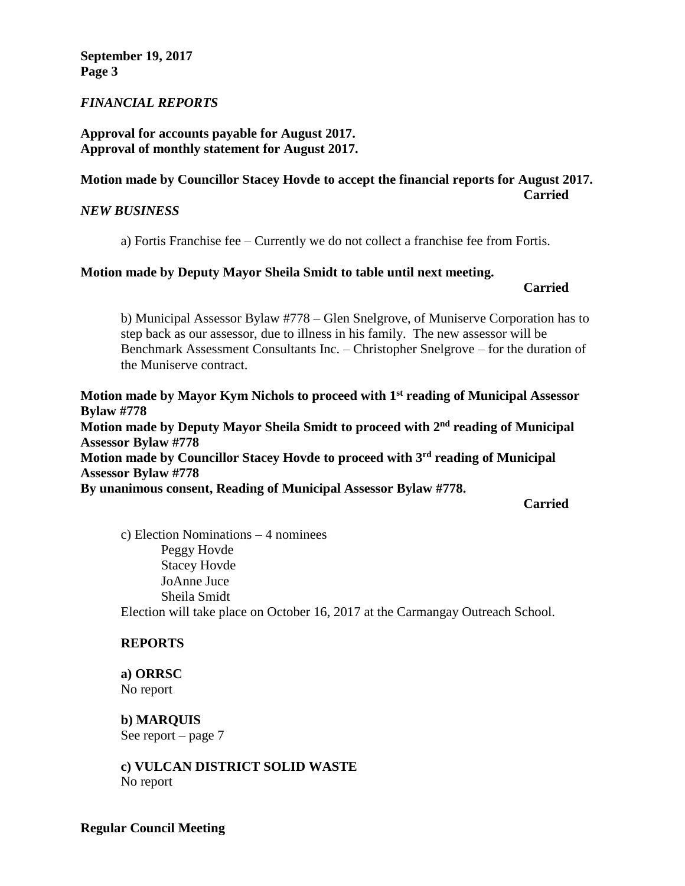*FINANCIAL REPORTS*

**Approval for accounts payable for August 2017.**
**Approval of monthly statement for August 2017.**

**Motion made by Councillor Stacey Hovde to accept the financial reports for August 2017.**
**Carried**

*NEW BUSINESS*

a) Fortis Franchise fee – Currently we do not collect a franchise fee from Fortis.

**Motion made by Deputy Mayor Sheila Smidt to table until next meeting.**
**Carried**

b) Municipal Assessor Bylaw #778 – Glen Snelgrove, of Muniserve Corporation has to step back as our assessor, due to illness in his family. The new assessor will be Benchmark Assessment Consultants Inc. – Christopher Snelgrove – for the duration of the Muniserve contract.

**Motion made by Mayor Kym Nichols to proceed with 1st reading of Municipal Assessor Bylaw #778**
**Motion made by Deputy Mayor Sheila Smidt to proceed with 2nd reading of Municipal Assessor Bylaw #778**
**Motion made by Councillor Stacey Hovde to proceed with 3rd reading of Municipal Assessor Bylaw #778**
**By unanimous consent, Reading of Municipal Assessor Bylaw #778.**
**Carried**

c) Election Nominations – 4 nominees
- Peggy Hovde
- Stacey Hovde
- JoAnne Juce
- Sheila Smidt

Election will take place on October 16, 2017 at the Carmangay Outreach School.

**REPORTS**

**a) ORRSC**
No report

**b) MARQUIS**
See report – page 7

**c) VULCAN DISTRICT SOLID WASTE**
No report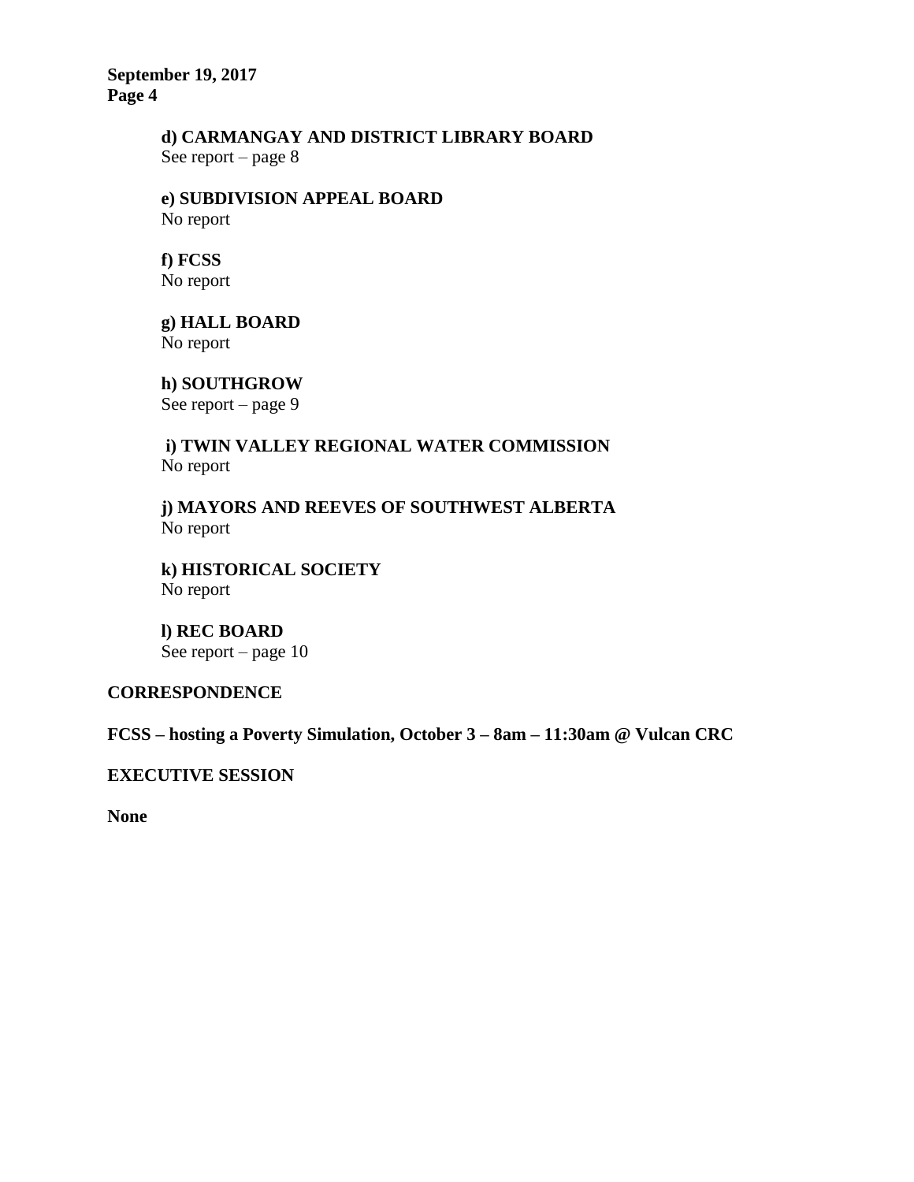**d) CARMANGAY AND DISTRICT LIBRARY BOARD**
See report – page 8

**e) SUBDIVISION APPEAL BOARD**
No report

**f) FCSS**
No report

**g) HALL BOARD**
No report

**h) SOUTHGROW**
See report – page 9

**i) TWIN VALLEY REGIONAL WATER COMMISSION**
No report

**j) MAYORS AND REEVES OF SOUTHWEST ALBERTA**
No report

**k) HISTORICAL SOCIETY**
No report

**l) REC BOARD**
See report – page 10

**CORRESPONDENCE**

**FCSS – hosting a Poverty Simulation, October 3 – 8am – 11:30am @ Vulcan CRC**

**EXECUTIVE SESSION**

**None**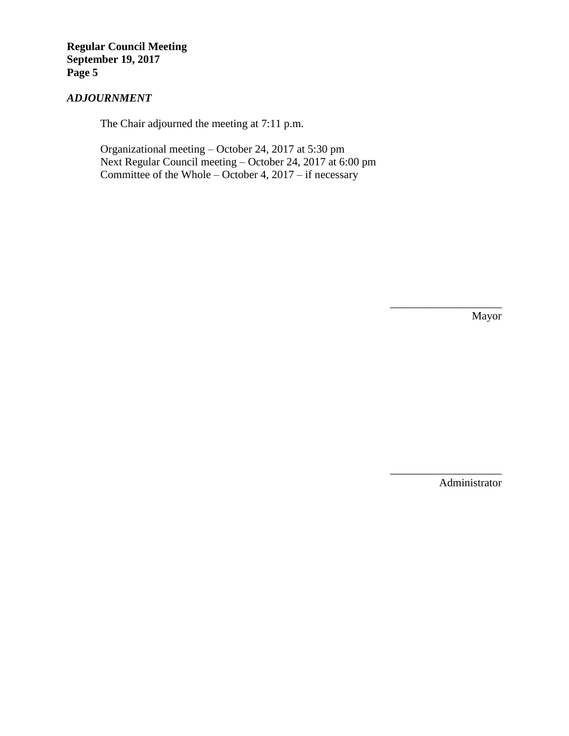***ADJOURNMENT***

The Chair adjourned the meeting at 7:11 p.m.

Organizational meeting – October 24, 2017 at 5:30 pm
Next Regular Council meeting – October 24, 2017 at 6:00 pm
Committee of the Whole – October 4, 2017 – if necessary

____________________
Mayor

____________________
Administrator